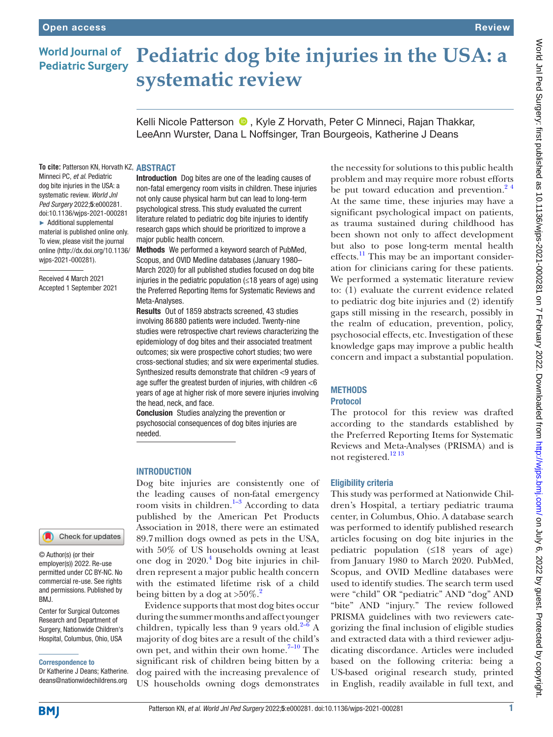# Pediatric dog bite injuries in the USA: a systematic review

Kelli Nicole Patterson, Kyle Z Horvath, Peter C Minneci, Rajan Thakkar, LeeAnn Wurster, Dana L Noffsinger, Tran Bourgeois, Katherine J Deans

**To cite:** Patterson KN, Horvath KZ, Minneci PC, *et al*. Pediatric dog bite injuries in the USA: a systematic review. *World Jnl Ped Surgery* 2022;**5**:e000281. doi:10.1136/wjps-2021-000281

► Additional supplemental material is published online only. To view, please visit the journal online (http://dx.doi.org/10.1136/wjps-2021-000281).

Received 4 March 2021
Accepted 1 September 2021

© Author(s) (or their employer(s)) 2022. Re-use permitted under CC BY-NC. No commercial re-use. See rights and permissions. Published by BMJ.

Center for Surgical Outcomes Research and Department of Surgery, Nationwide Children's Hospital, Columbus, Ohio, USA

**Correspondence to**
Dr Katherine J Deans; Katherine.deans@nationwidechildrens.org

## ABSTRACT

**Introduction** Dog bites are one of the leading causes of non-fatal emergency room visits in children. These injuries not only cause physical harm but can lead to long-term psychological stress. This study evaluated the current literature related to pediatric dog bite injuries to identify research gaps which should be prioritized to improve a major public health concern.

**Methods** We performed a keyword search of PubMed, Scopus, and OVID Medline databases (January 1980–March 2020) for all published studies focused on dog bite injuries in the pediatric population (≤18 years of age) using the Preferred Reporting Items for Systematic Reviews and Meta-Analyses.

**Results** Out of 1859 abstracts screened, 43 studies involving 86 880 patients were included. Twenty-nine studies were retrospective chart reviews characterizing the epidemiology of dog bites and their associated treatment outcomes; six were prospective cohort studies; two were cross-sectional studies; and six were experimental studies. Synthesized results demonstrate that children <9 years of age suffer the greatest burden of injuries, with children <6 years of age at higher risk of more severe injuries involving the head, neck, and face.

**Conclusion** Studies analyzing the prevention or psychosocial consequences of dog bites injuries are needed.

## INTRODUCTION

Dog bite injuries are consistently one of the leading causes of non-fatal emergency room visits in children.[1–3] According to data published by the American Pet Products Association in 2018, there were an estimated 89.7 million dogs owned as pets in the USA, with 50% of US households owning at least one dog in 2020.[4] Dog bite injuries in children represent a major public health concern with the estimated lifetime risk of a child being bitten by a dog at >50%.[2]

Evidence supports that most dog bites occur during the summer months and affect younger children, typically less than 9 years old.[2–6] A majority of dog bites are a result of the child's own pet, and within their own home.[7–10] The significant risk of children being bitten by a dog paired with the increasing prevalence of US households owning dogs demonstrates the necessity for solutions to this public health problem and may require more robust efforts be put toward education and prevention.[2 4] At the same time, these injuries may have a significant psychological impact on patients, as trauma sustained during childhood has been shown not only to affect development but also to pose long-term mental health effects.[11] This may be an important consideration for clinicians caring for these patients. We performed a systematic literature review to: (1) evaluate the current evidence related to pediatric dog bite injuries and (2) identify gaps still missing in the research, possibly in the realm of education, prevention, policy, psychosocial effects, etc. Investigation of these knowledge gaps may improve a public health concern and impact a substantial population.

## METHODS

### Protocol

The protocol for this review was drafted according to the standards established by the Preferred Reporting Items for Systematic Reviews and Meta-Analyses (PRISMA) and is not registered.[12 13]

### Eligibility criteria

This study was performed at Nationwide Children's Hospital, a tertiary pediatric trauma center, in Columbus, Ohio. A database search was performed to identify published research articles focusing on dog bite injuries in the pediatric population (≤18 years of age) from January 1980 to March 2020. PubMed, Scopus, and OVID Medline databases were used to identify studies. The search term used were "child" OR "pediatric" AND "dog" AND "bite" AND "injury." The review followed PRISMA guidelines with two reviewers categorizing the final inclusion of eligible studies and extracted data with a third reviewer adjudicating discordance. Articles were included based on the following criteria: being a US-based original research study, printed in English, readily available in full text, and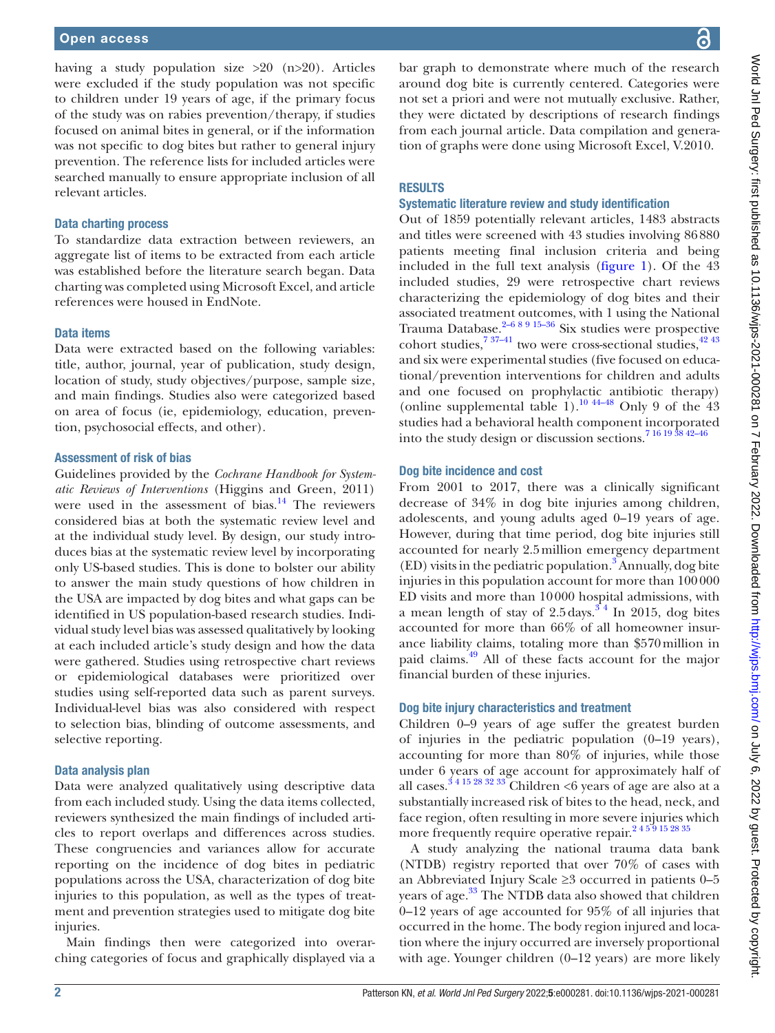having a study population size >20 (n>20). Articles were excluded if the study population was not specific to children under 19 years of age, if the primary focus of the study was on rabies prevention/therapy, if studies focused on animal bites in general, or if the information was not specific to dog bites but rather to general injury prevention. The reference lists for included articles were searched manually to ensure appropriate inclusion of all relevant articles.

### Data charting process

To standardize data extraction between reviewers, an aggregate list of items to be extracted from each article was established before the literature search began. Data charting was completed using Microsoft Excel, and article references were housed in EndNote.

### Data items

Data were extracted based on the following variables: title, author, journal, year of publication, study design, location of study, study objectives/purpose, sample size, and main findings. Studies also were categorized based on area of focus (ie, epidemiology, education, prevention, psychosocial effects, and other).

### Assessment of risk of bias

Guidelines provided by the *Cochrane Handbook for Systematic Reviews of Interventions* (Higgins and Green, 2011) were used in the assessment of bias.[14] The reviewers considered bias at both the systematic review level and at the individual study level. By design, our study introduces bias at the systematic review level by incorporating only US-based studies. This is done to bolster our ability to answer the main study questions of how children in the USA are impacted by dog bites and what gaps can be identified in US population-based research studies. Individual study level bias was assessed qualitatively by looking at each included article's study design and how the data were gathered. Studies using retrospective chart reviews or epidemiological databases were prioritized over studies using self-reported data such as parent surveys. Individual-level bias was also considered with respect to selection bias, blinding of outcome assessments, and selective reporting.

### Data analysis plan

Data were analyzed qualitatively using descriptive data from each included study. Using the data items collected, reviewers synthesized the main findings of included articles to report overlaps and differences across studies. These congruencies and variances allow for accurate reporting on the incidence of dog bites in pediatric populations across the USA, characterization of dog bite injuries to this population, as well as the types of treatment and prevention strategies used to mitigate dog bite injuries.

Main findings then were categorized into overarching categories of focus and graphically displayed via a bar graph to demonstrate where much of the research around dog bite is currently centered. Categories were not set a priori and were not mutually exclusive. Rather, they were dictated by descriptions of research findings from each journal article. Data compilation and generation of graphs were done using Microsoft Excel, V.2010.

## RESULTS

### Systematic literature review and study identification

Out of 1859 potentially relevant articles, 1483 abstracts and titles were screened with 43 studies involving 86 880 patients meeting final inclusion criteria and being included in the full text analysis (figure 1). Of the 43 included studies, 29 were retrospective chart reviews characterizing the epidemiology of dog bites and their associated treatment outcomes, with 1 using the National Trauma Database.[2–6 8 9 15–36] Six studies were prospective cohort studies,[7 37–41] two were cross-sectional studies,[42 43] and six were experimental studies (five focused on educational/prevention interventions for children and adults and one focused on prophylactic antibiotic therapy) (online supplemental table 1).[10 44–48] Only 9 of the 43 studies had a behavioral health component incorporated into the study design or discussion sections.[7 16 19 38 42–46]

### Dog bite incidence and cost

From 2001 to 2017, there was a clinically significant decrease of 34% in dog bite injuries among children, adolescents, and young adults aged 0–19 years of age. However, during that time period, dog bite injuries still accounted for nearly 2.5 million emergency department (ED) visits in the pediatric population.[3] Annually, dog bite injuries in this population account for more than 100 000 ED visits and more than 10 000 hospital admissions, with a mean length of stay of 2.5 days.[3 4] In 2015, dog bites accounted for more than 66% of all homeowner insurance liability claims, totaling more than \$570 million in paid claims.[49] All of these facts account for the major financial burden of these injuries.

### Dog bite injury characteristics and treatment

Children 0–9 years of age suffer the greatest burden of injuries in the pediatric population (0–19 years), accounting for more than 80% of injuries, while those under 6 years of age account for approximately half of all cases.[3 4 15 28 32 33] Children <6 years of age are also at a substantially increased risk of bites to the head, neck, and face region, often resulting in more severe injuries which more frequently require operative repair.[2 4 5 9 15 28 35]

A study analyzing the national trauma data bank (NTDB) registry reported that over 70% of cases with an Abbreviated Injury Scale ≥3 occurred in patients 0–5 years of age.[33] The NTDB data also showed that children 0–12 years of age accounted for 95% of all injuries that occurred in the home. The body region injured and location where the injury occurred are inversely proportional with age. Younger children (0–12 years) are more likely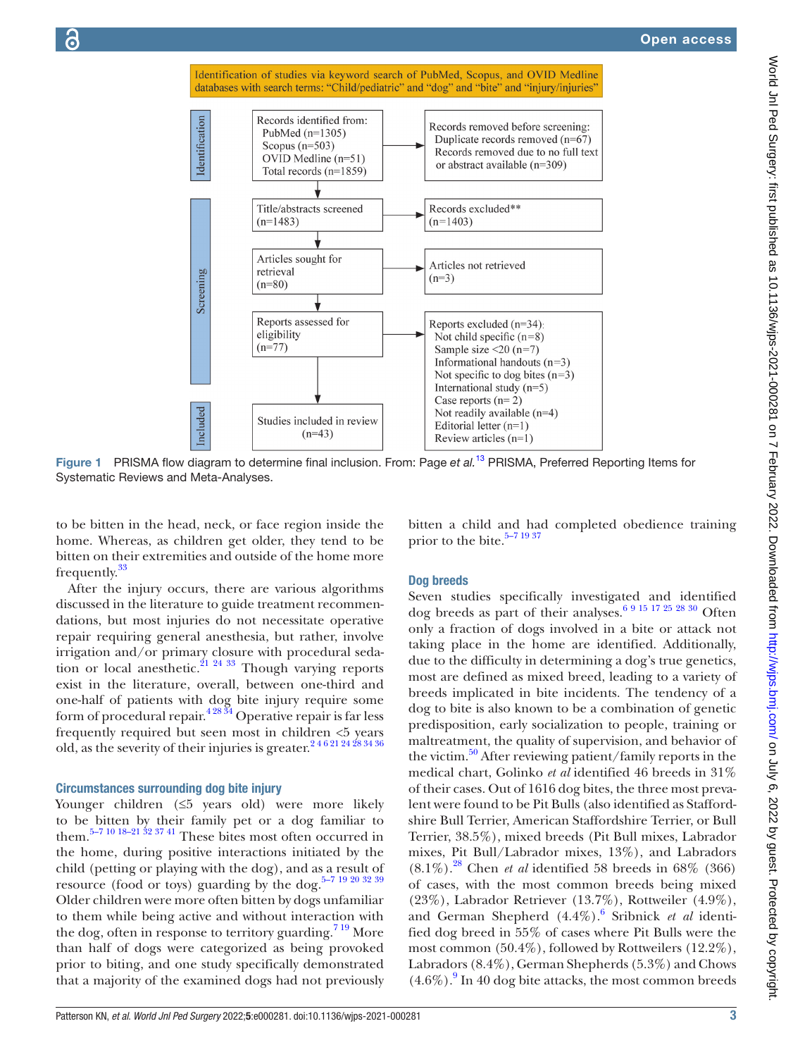Identification of studies via keyword search of PubMed, Scopus, and OVID Medline databases with search terms: "Child/pediatric" and "dog" and "bite" and "injury/injuries"

Identification

Records identified from:
PubMed (n=1305)
Scopus (n=503)
OVID Medline (n=51)
Total records (n=1859)

Records removed before screening:
Duplicate records removed (n=67)
Records removed due to no full text or abstract available (n=309)

Screening

Title/abstracts screened (n=1483)

Records excluded** (n=1403)

Articles sought for retrieval (n=80)

Articles not retrieved (n=3)

Reports assessed for eligibility (n=77)

Reports excluded (n=34):
Not child specific (n=8)
Sample size <20 (n=7)
Informational handouts (n=3)
Not specific to dog bites (n=3)
International study (n=5)
Case reports (n= 2)
Not readily available (n=4)
Editorial letter (n=1)
Review articles (n=1)

Included

Studies included in review (n=43)

**Figure 1** PRISMA flow diagram to determine final inclusion. From: Page *et al*.[13] PRISMA, Preferred Reporting Items for Systematic Reviews and Meta-Analyses.

to be bitten in the head, neck, or face region inside the home. Whereas, as children get older, they tend to be bitten on their extremities and outside of the home more frequently.[33]

After the injury occurs, there are various algorithms discussed in the literature to guide treatment recommendations, but most injuries do not necessitate operative repair requiring general anesthesia, but rather, involve irrigation and/or primary closure with procedural sedation or local anesthetic.[21 24 33] Though varying reports exist in the literature, overall, between one-third and one-half of patients with dog bite injury require some form of procedural repair.[4 28 34] Operative repair is far less frequently required but seen most in children <5 years old, as the severity of their injuries is greater.[2 4 6 21 24 28 34 36]

## Circumstances surrounding dog bite injury

Younger children (≤5 years old) were more likely to be bitten by their family pet or a dog familiar to them.[5–7 10 18–21 32 37 41] These bites most often occurred in the home, during positive interactions initiated by the child (petting or playing with the dog), and as a result of resource (food or toys) guarding by the dog.[5–7 19 20 32 39] Older children were more often bitten by dogs unfamiliar to them while being active and without interaction with the dog, often in response to territory guarding.[7 19] More than half of dogs were categorized as being provoked prior to biting, and one study specifically demonstrated that a majority of the examined dogs had not previously bitten a child and had completed obedience training prior to the bite.[5–7 19 37]

## Dog breeds

Seven studies specifically investigated and identified dog breeds as part of their analyses.[6 9 15 17 25 28 30] Often only a fraction of dogs involved in a bite or attack not taking place in the home are identified. Additionally, due to the difficulty in determining a dog's true genetics, most are defined as mixed breed, leading to a variety of breeds implicated in bite incidents. The tendency of a dog to bite is also known to be a combination of genetic predisposition, early socialization to people, training or maltreatment, the quality of supervision, and behavior of the victim.[50] After reviewing patient/family reports in the medical chart, Golinko *et al* identified 46 breeds in 31% of their cases. Out of 1616 dog bites, the three most prevalent were found to be Pit Bulls (also identified as Staffordshire Bull Terrier, American Staffordshire Terrier, or Bull Terrier, 38.5%), mixed breeds (Pit Bull mixes, Labrador mixes, Pit Bull/Labrador mixes, 13%), and Labradors (8.1%).[28] Chen *et al* identified 58 breeds in 68% (366) of cases, with the most common breeds being mixed (23%), Labrador Retriever (13.7%), Rottweiler (4.9%), and German Shepherd (4.4%).[6] Sribnick *et al* identified dog breed in 55% of cases where Pit Bulls were the most common (50.4%), followed by Rottweilers (12.2%), Labradors (8.4%), German Shepherds (5.3%) and Chows (4.6%).[9] In 40 dog bite attacks, the most common breeds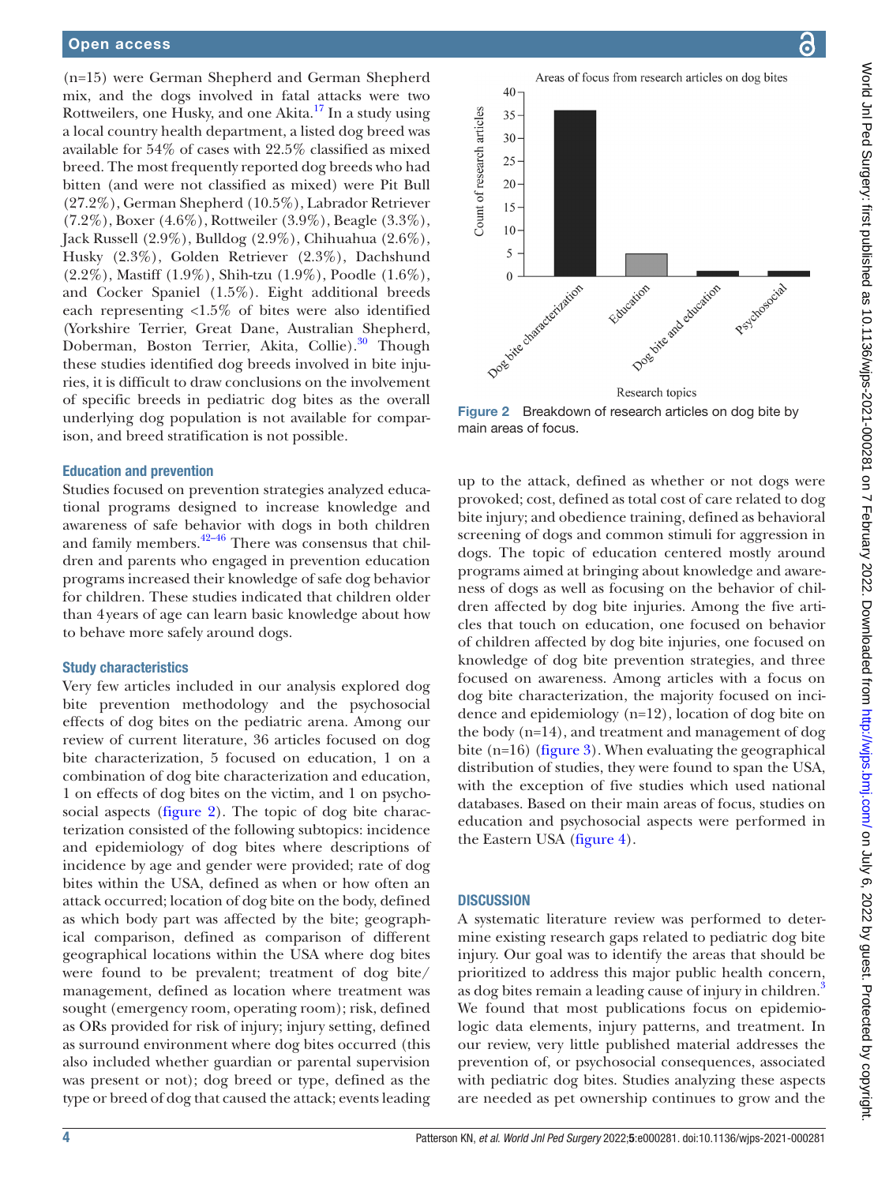(n=15) were German Shepherd and German Shepherd mix, and the dogs involved in fatal attacks were two Rottweilers, one Husky, and one Akita.[17] In a study using a local country health department, a listed dog breed was available for 54% of cases with 22.5% classified as mixed breed. The most frequently reported dog breeds who had bitten (and were not classified as mixed) were Pit Bull (27.2%), German Shepherd (10.5%), Labrador Retriever (7.2%), Boxer (4.6%), Rottweiler (3.9%), Beagle (3.3%), Jack Russell (2.9%), Bulldog (2.9%), Chihuahua (2.6%), Husky (2.3%), Golden Retriever (2.3%), Dachshund (2.2%), Mastiff (1.9%), Shih-tzu (1.9%), Poodle (1.6%), and Cocker Spaniel (1.5%). Eight additional breeds each representing <1.5% of bites were also identified (Yorkshire Terrier, Great Dane, Australian Shepherd, Doberman, Boston Terrier, Akita, Collie).[30] Though these studies identified dog breeds involved in bite injuries, it is difficult to draw conclusions on the involvement of specific breeds in pediatric dog bites as the overall underlying dog population is not available for comparison, and breed stratification is not possible.

### Education and prevention

Studies focused on prevention strategies analyzed educational programs designed to increase knowledge and awareness of safe behavior with dogs in both children and family members.[42–46] There was consensus that children and parents who engaged in prevention education programs increased their knowledge of safe dog behavior for children. These studies indicated that children older than 4 years of age can learn basic knowledge about how to behave more safely around dogs.

### Study characteristics

Very few articles included in our analysis explored dog bite prevention methodology and the psychosocial effects of dog bites on the pediatric arena. Among our review of current literature, 36 articles focused on dog bite characterization, 5 focused on education, 1 on a combination of dog bite characterization and education, 1 on effects of dog bites on the victim, and 1 on psychosocial aspects (figure 2). The topic of dog bite characterization consisted of the following subtopics: incidence and epidemiology of dog bites where descriptions of incidence by age and gender were provided; rate of dog bites within the USA, defined as when or how often an attack occurred; location of dog bite on the body, defined as which body part was affected by the bite; geographical comparison, defined as comparison of different geographical locations within the USA where dog bites were found to be prevalent; treatment of dog bite/management, defined as location where treatment was sought (emergency room, operating room); risk, defined as ORs provided for risk of injury; injury setting, defined as surround environment where dog bites occurred (this also included whether guardian or parental supervision was present or not); dog breed or type, defined as the type or breed of dog that caused the attack; events leading

Areas of focus from research articles on dog bites

Count of research articles

0
5
10
15
20
25
30
35
40

Dog bite characterization
Education
Dog bite and education
Psychosocial

Research topics

**Figure 2** Breakdown of research articles on dog bite by main areas of focus.

up to the attack, defined as whether or not dogs were provoked; cost, defined as total cost of care related to dog bite injury; and obedience training, defined as behavioral screening of dogs and common stimuli for aggression in dogs. The topic of education centered mostly around programs aimed at bringing about knowledge and awareness of dogs as well as focusing on the behavior of children affected by dog bite injuries. Among the five articles that touch on education, one focused on behavior of children affected by dog bite injuries, one focused on knowledge of dog bite prevention strategies, and three focused on awareness. Among articles with a focus on dog bite characterization, the majority focused on incidence and epidemiology (n=12), location of dog bite on the body (n=14), and treatment and management of dog bite (n=16) (figure 3). When evaluating the geographical distribution of studies, they were found to span the USA, with the exception of five studies which used national databases. Based on their main areas of focus, studies on education and psychosocial aspects were performed in the Eastern USA (figure 4).

## DISCUSSION

A systematic literature review was performed to determine existing research gaps related to pediatric dog bite injury. Our goal was to identify the areas that should be prioritized to address this major public health concern, as dog bites remain a leading cause of injury in children.[3] We found that most publications focus on epidemiologic data elements, injury patterns, and treatment. In our review, very little published material addresses the prevention of, or psychosocial consequences, associated with pediatric dog bites. Studies analyzing these aspects are needed as pet ownership continues to grow and the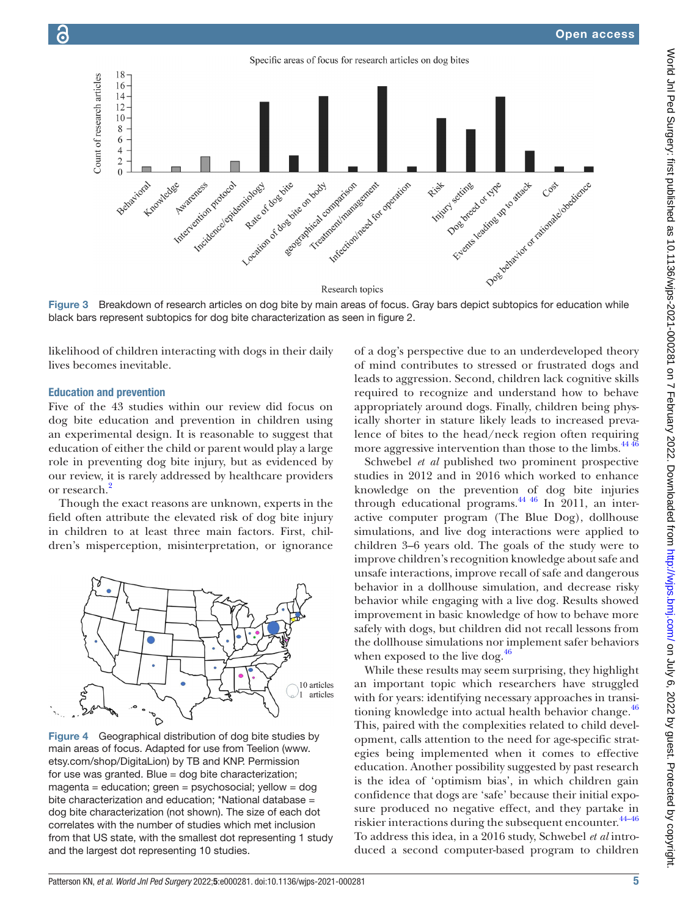Specific areas of focus for research articles on dog bites

Count of research articles

0
2
4
6
8
10
12
14
16
18

Behavioral
Knowledge
Awareness
Intervention protocol
Incidence/epidemiology
Rate of dog bite
Location of dog bite on body
geographical comparison
Treatment/management
Infection/need for operation
Risk
Injury setting
Dog breed or type
Events leading up to attack
Cost
Dog behavior or rationale/obedience

Research topics

**Figure 3** Breakdown of research articles on dog bite by main areas of focus. Gray bars depict subtopics for education while black bars represent subtopics for dog bite characterization as seen in figure 2.

likelihood of children interacting with dogs in their daily lives becomes inevitable.

### Education and prevention

Five of the 43 studies within our review did focus on dog bite education and prevention in children using an experimental design. It is reasonable to suggest that education of either the child or parent would play a large role in preventing dog bite injury, but as evidenced by our review, it is rarely addressed by healthcare providers or research.[2]

Though the exact reasons are unknown, experts in the field often attribute the elevated risk of dog bite injury in children to at least three main factors. First, children's misperception, misinterpretation, or ignorance of a dog's perspective due to an underdeveloped theory of mind contributes to stressed or frustrated dogs and leads to aggression. Second, children lack cognitive skills required to recognize and understand how to behave appropriately around dogs. Finally, children being physically shorter in stature likely leads to increased prevalence of bites to the head/neck region often requiring more aggressive intervention than those to the limbs.[44 46]

Schwebel *et al* published two prominent prospective studies in 2012 and in 2016 which worked to enhance knowledge on the prevention of dog bite injuries through educational programs.[44 46] In 2011, an interactive computer program (The Blue Dog), dollhouse simulations, and live dog interactions were applied to children 3–6 years old. The goals of the study were to improve children's recognition knowledge about safe and unsafe interactions, improve recall of safe and dangerous behavior in a dollhouse simulation, and decrease risky behavior while engaging with a live dog. Results showed improvement in basic knowledge of how to behave more safely with dogs, but children did not recall lessons from the dollhouse simulations nor implement safer behaviors when exposed to the live dog.[46]

While these results may seem surprising, they highlight an important topic which researchers have struggled with for years: identifying necessary approaches in transitioning knowledge into actual health behavior change.[46] This, paired with the complexities related to child development, calls attention to the need for age-specific strategies being implemented when it comes to effective education. Another possibility suggested by past research is the idea of 'optimism bias', in which children gain confidence that dogs are 'safe' because their initial exposure produced no negative effect, and they partake in riskier interactions during the subsequent encounter.[44–46] To address this idea, in a 2016 study, Schwebel *et al* introduced a second computer-based program to children

10 articles
1 articles

**Figure 4** Geographical distribution of dog bite studies by main areas of focus. Adapted for use from Teelion (www.etsy.com/shop/DigitaLion) by TB and KNP. Permission for use was granted. Blue = dog bite characterization; magenta = education; green = psychosocial; yellow = dog bite characterization and education; *National database = dog bite characterization (not shown). The size of each dot correlates with the number of studies which met inclusion from that US state, with the smallest dot representing 1 study and the largest dot representing 10 studies.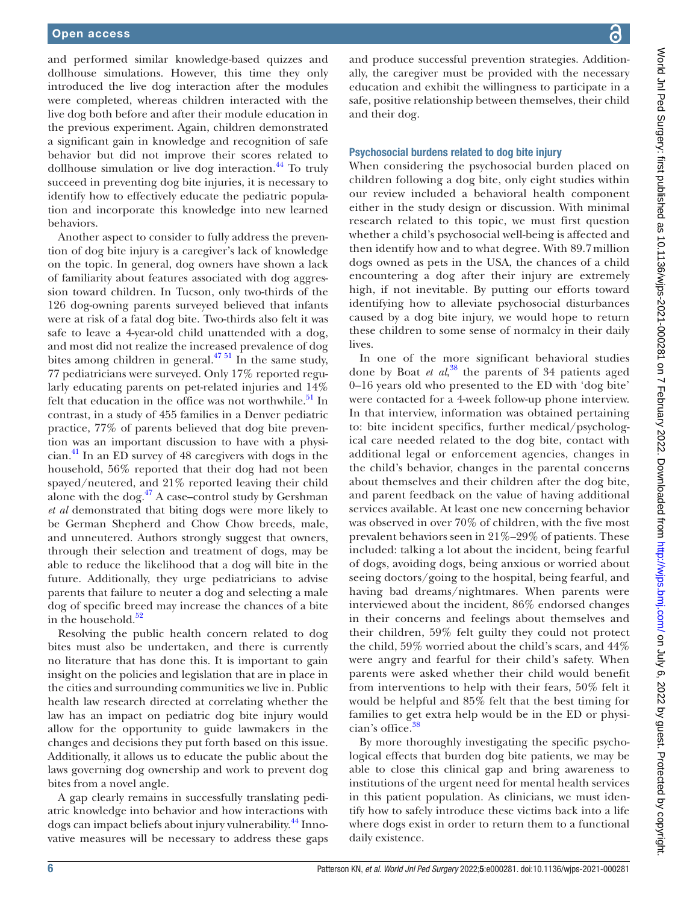and performed similar knowledge-based quizzes and dollhouse simulations. However, this time they only introduced the live dog interaction after the modules were completed, whereas children interacted with the live dog both before and after their module education in the previous experiment. Again, children demonstrated a significant gain in knowledge and recognition of safe behavior but did not improve their scores related to dollhouse simulation or live dog interaction.[44] To truly succeed in preventing dog bite injuries, it is necessary to identify how to effectively educate the pediatric population and incorporate this knowledge into new learned behaviors.

Another aspect to consider to fully address the prevention of dog bite injury is a caregiver's lack of knowledge on the topic. In general, dog owners have shown a lack of familiarity about features associated with dog aggression toward children. In Tucson, only two-thirds of the 126 dog-owning parents surveyed believed that infants were at risk of a fatal dog bite. Two-thirds also felt it was safe to leave a 4-year-old child unattended with a dog, and most did not realize the increased prevalence of dog bites among children in general.[47,51] In the same study, 77 pediatricians were surveyed. Only 17% reported regularly educating parents on pet-related injuries and 14% felt that education in the office was not worthwhile.[51] In contrast, in a study of 455 families in a Denver pediatric practice, 77% of parents believed that dog bite prevention was an important discussion to have with a physician.[41] In an ED survey of 48 caregivers with dogs in the household, 56% reported that their dog had not been spayed/neutered, and 21% reported leaving their child alone with the dog.[47] A case–control study by Gershman *et al* demonstrated that biting dogs were more likely to be German Shepherd and Chow Chow breeds, male, and unneutered. Authors strongly suggest that owners, through their selection and treatment of dogs, may be able to reduce the likelihood that a dog will bite in the future. Additionally, they urge pediatricians to advise parents that failure to neuter a dog and selecting a male dog of specific breed may increase the chances of a bite in the household.[52]

Resolving the public health concern related to dog bites must also be undertaken, and there is currently no literature that has done this. It is important to gain insight on the policies and legislation that are in place in the cities and surrounding communities we live in. Public health law research directed at correlating whether the law has an impact on pediatric dog bite injury would allow for the opportunity to guide lawmakers in the changes and decisions they put forth based on this issue. Additionally, it allows us to educate the public about the laws governing dog ownership and work to prevent dog bites from a novel angle.

A gap clearly remains in successfully translating pediatric knowledge into behavior and how interactions with dogs can impact beliefs about injury vulnerability.[44] Innovative measures will be necessary to address these gaps and produce successful prevention strategies. Additionally, the caregiver must be provided with the necessary education and exhibit the willingness to participate in a safe, positive relationship between themselves, their child and their dog.

### Psychosocial burdens related to dog bite injury

When considering the psychosocial burden placed on children following a dog bite, only eight studies within our review included a behavioral health component either in the study design or discussion. With minimal research related to this topic, we must first question whether a child's psychosocial well-being is affected and then identify how and to what degree. With 89.7 million dogs owned as pets in the USA, the chances of a child encountering a dog after their injury are extremely high, if not inevitable. By putting our efforts toward identifying how to alleviate psychosocial disturbances caused by a dog bite injury, we would hope to return these children to some sense of normalcy in their daily lives.

In one of the more significant behavioral studies done by Boat *et al*,[38] the parents of 34 patients aged 0–16 years old who presented to the ED with 'dog bite' were contacted for a 4-week follow-up phone interview. In that interview, information was obtained pertaining to: bite incident specifics, further medical/psychological care needed related to the dog bite, contact with additional legal or enforcement agencies, changes in the child's behavior, changes in the parental concerns about themselves and their children after the dog bite, and parent feedback on the value of having additional services available. At least one new concerning behavior was observed in over 70% of children, with the five most prevalent behaviors seen in 21%–29% of patients. These included: talking a lot about the incident, being fearful of dogs, avoiding dogs, being anxious or worried about seeing doctors/going to the hospital, being fearful, and having bad dreams/nightmares. When parents were interviewed about the incident, 86% endorsed changes in their concerns and feelings about themselves and their children, 59% felt guilty they could not protect the child, 59% worried about the child's scars, and 44% were angry and fearful for their child's safety. When parents were asked whether their child would benefit from interventions to help with their fears, 50% felt it would be helpful and 85% felt that the best timing for families to get extra help would be in the ED or physician's office.[38]

By more thoroughly investigating the specific psychological effects that burden dog bite patients, we may be able to close this clinical gap and bring awareness to institutions of the urgent need for mental health services in this patient population. As clinicians, we must identify how to safely introduce these victims back into a life where dogs exist in order to return them to a functional daily existence.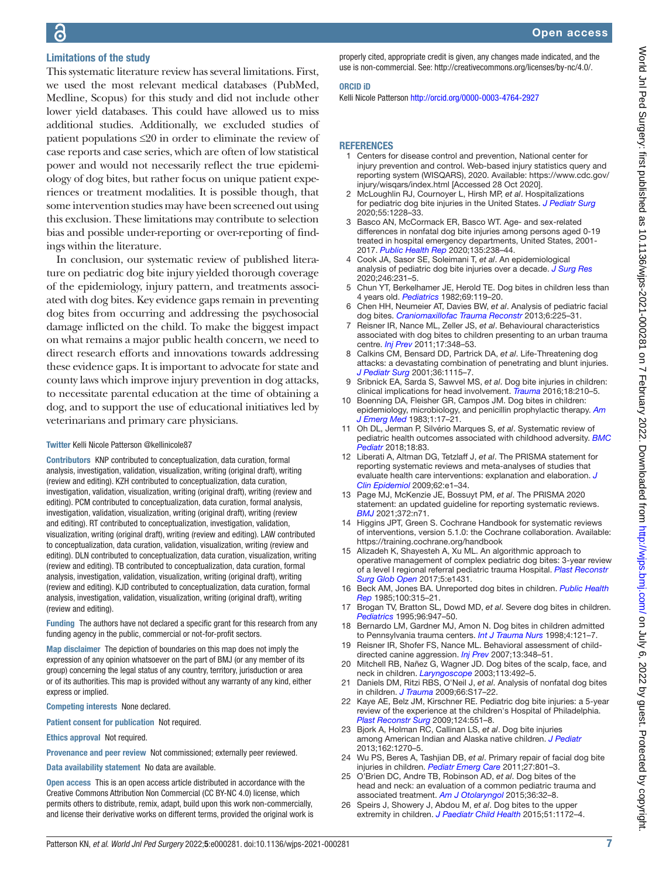### Limitations of the study

This systematic literature review has several limitations. First, we used the most relevant medical databases (PubMed, Medline, Scopus) for this study and did not include other lower yield databases. This could have allowed us to miss additional studies. Additionally, we excluded studies of patient populations ≤20 in order to eliminate the review of case reports and case series, which are often of low statistical power and would not necessarily reflect the true epidemiology of dog bites, but rather focus on unique patient experiences or treatment modalities. It is possible though, that some intervention studies may have been screened out using this exclusion. These limitations may contribute to selection bias and possible under-reporting or over-reporting of findings within the literature.

In conclusion, our systematic review of published literature on pediatric dog bite injury yielded thorough coverage of the epidemiology, injury pattern, and treatments associated with dog bites. Key evidence gaps remain in preventing dog bites from occurring and addressing the psychosocial damage inflicted on the child. To make the biggest impact on what remains a major public health concern, we need to direct research efforts and innovations towards addressing these evidence gaps. It is important to advocate for state and county laws which improve injury prevention in dog attacks, to necessitate parental education at the time of obtaining a dog, and to support the use of educational initiatives led by veterinarians and primary care physicians.

**Twitter** Kelli Nicole Patterson @kellinicole87

**Contributors** KNP contributed to conceptualization, data curation, formal analysis, investigation, validation, visualization, writing (original draft), writing (review and editing). KZH contributed to conceptualization, data curation, investigation, validation, visualization, writing (original draft), writing (review and editing). PCM contributed to conceptualization, data curation, formal analysis, investigation, validation, visualization, writing (original draft), writing (review and editing). RT contributed to conceptualization, investigation, validation, visualization, writing (original draft), writing (review and editing). LAW contributed to conceptualization, data curation, validation, visualization, writing (review and editing). DLN contributed to conceptualization, data curation, visualization, writing (review and editing). TB contributed to conceptualization, data curation, formal analysis, investigation, validation, visualization, writing (original draft), writing (review and editing). KJD contributed to conceptualization, data curation, formal analysis, investigation, validation, visualization, writing (original draft), writing (review and editing).

**Funding** The authors have not declared a specific grant for this research from any funding agency in the public, commercial or not-for-profit sectors.

**Map disclaimer** The depiction of boundaries on this map does not imply the expression of any opinion whatsoever on the part of BMJ (or any member of its group) concerning the legal status of any country, territory, jurisdiction or area or of its authorities. This map is provided without any warranty of any kind, either express or implied.

**Competing interests** None declared.

**Patient consent for publication** Not required.

**Ethics approval** Not required.

**Provenance and peer review** Not commissioned; externally peer reviewed.

**Data availability statement** No data are available.

**Open access** This is an open access article distributed in accordance with the Creative Commons Attribution Non Commercial (CC BY-NC 4.0) license, which permits others to distribute, remix, adapt, build upon this work non-commercially, and license their derivative works on different terms, provided the original work is properly cited, appropriate credit is given, any changes made indicated, and the use is non-commercial. See: http://creativecommons.org/licenses/by-nc/4.0/.

**ORCID iD**

Kelli Nicole Patterson http://orcid.org/0000-0003-4764-2927

## REFERENCES

1. Centers for disease control and prevention, National center for injury prevention and control. Web-based injury statistics query and reporting system (WISQARS), 2020. Available: https://www.cdc.gov/injury/wisqars/index.html [Accessed 28 Oct 2020].
2. McLoughlin RJ, Cournoyer L, Hirsh MP, *et al*. Hospitalizations for pediatric dog bite injuries in the United States. *J Pediatr Surg* 2020;55:1228–33.
3. Basco AN, McCormack ER, Basco WT. Age- and sex-related differences in nonfatal dog bite injuries among persons aged 0-19 treated in hospital emergency departments, United States, 2001-2017. *Public Health Rep* 2020;135:238–44.
4. Cook JA, Sasor SE, Soleimani T, *et al*. An epidemiological analysis of pediatric dog bite injuries over a decade. *J Surg Res* 2020;246:231–5.
5. Chun YT, Berkelhamer JE, Herold TE. Dog bites in children less than 4 years old. *Pediatrics* 1982;69:119–20.
6. Chen HH, Neumeier AT, Davies BW, *et al*. Analysis of pediatric facial dog bites. *Craniomaxillofac Trauma Reconstr* 2013;6:225–31.
7. Reisner IR, Nance ML, Zeller JS, *et al*. Behavioural characteristics associated with dog bites to children presenting to an urban trauma centre. *Inj Prev* 2011;17:348–53.
8. Calkins CM, Bensard DD, Partrick DA, *et al*. Life-Threatening dog attacks: a devastating combination of penetrating and blunt injuries. *J Pediatr Surg* 2001;36:1115–7.
9. Sribnick EA, Sarda S, Sawvel MS, *et al*. Dog bite injuries in children: clinical implications for head involvement. *Trauma* 2016;18:210–5.
10. Boenning DA, Fleisher GR, Campos JM. Dog bites in children: epidemiology, microbiology, and penicillin prophylactic therapy. *Am J Emerg Med* 1983;1:17–21.
11. Oh DL, Jerman P, Silvério Marques S, *et al*. Systematic review of pediatric health outcomes associated with childhood adversity. *BMC Pediatr* 2018;18:83.
12. Liberati A, Altman DG, Tetzlaff J, *et al*. The PRISMA statement for reporting systematic reviews and meta-analyses of studies that evaluate health care interventions: explanation and elaboration. *J Clin Epidemiol* 2009;62:e1–34.
13. Page MJ, McKenzie JE, Bossuyt PM, *et al*. The PRISMA 2020 statement: an updated guideline for reporting systematic reviews. *BMJ* 2021;372:n71.
14. Higgins JPT, Green S. Cochrane Handbook for systematic reviews of interventions, version 5.1.0: the Cochrane collaboration. Available: https://training.cochrane.org/handbook
15. Alizadeh K, Shayesteh A, Xu ML. An algorithmic approach to operative management of complex pediatric dog bites: 3-year review of a level I regional referral pediatric trauma Hospital. *Plast Reconstr Surg Glob Open* 2017;5:e1431.
16. Beck AM, Jones BA. Unreported dog bites in children. *Public Health Rep* 1985;100:315–21.
17. Brogan TV, Bratton SL, Dowd MD, *et al*. Severe dog bites in children. *Pediatrics* 1995;96:947–50.
18. Bernardo LM, Gardner MJ, Amon N. Dog bites in children admitted to Pennsylvania trauma centers. *Int J Trauma Nurs* 1998;4:121–7.
19. Reisner IR, Shofer FS, Nance ML. Behavioral assessment of child-directed canine aggression. *Inj Prev* 2007;13:348–51.
20. Mitchell RB, Nañez G, Wagner JD. Dog bites of the scalp, face, and neck in children. *Laryngoscope* 2003;113:492–5.
21. Daniels DM, Ritzi RBS, O'Neil J, *et al*. Analysis of nonfatal dog bites in children. *J Trauma* 2009;66:S17–22.
22. Kaye AE, Belz JM, Kirschner RE. Pediatric dog bite injuries: a 5-year review of the experience at the children's Hospital of Philadelphia. *Plast Reconstr Surg* 2009;124:551–8.
23. Bjork A, Holman RC, Callinan LS, *et al*. Dog bite injuries among American Indian and Alaska native children. *J Pediatr* 2013;162:1270–5.
24. Wu PS, Beres A, Tashjian DB, *et al*. Primary repair of facial dog bite injuries in children. *Pediatr Emerg Care* 2011;27:801–3.
25. O'Brien DC, Andre TB, Robinson AD, *et al*. Dog bites of the head and neck: an evaluation of a common pediatric trauma and associated treatment. *Am J Otolaryngol* 2015;36:32–8.
26. Speirs J, Showery J, Abdou M, *et al*. Dog bites to the upper extremity in children. *J Paediatr Child Health* 2015;51:1172–4.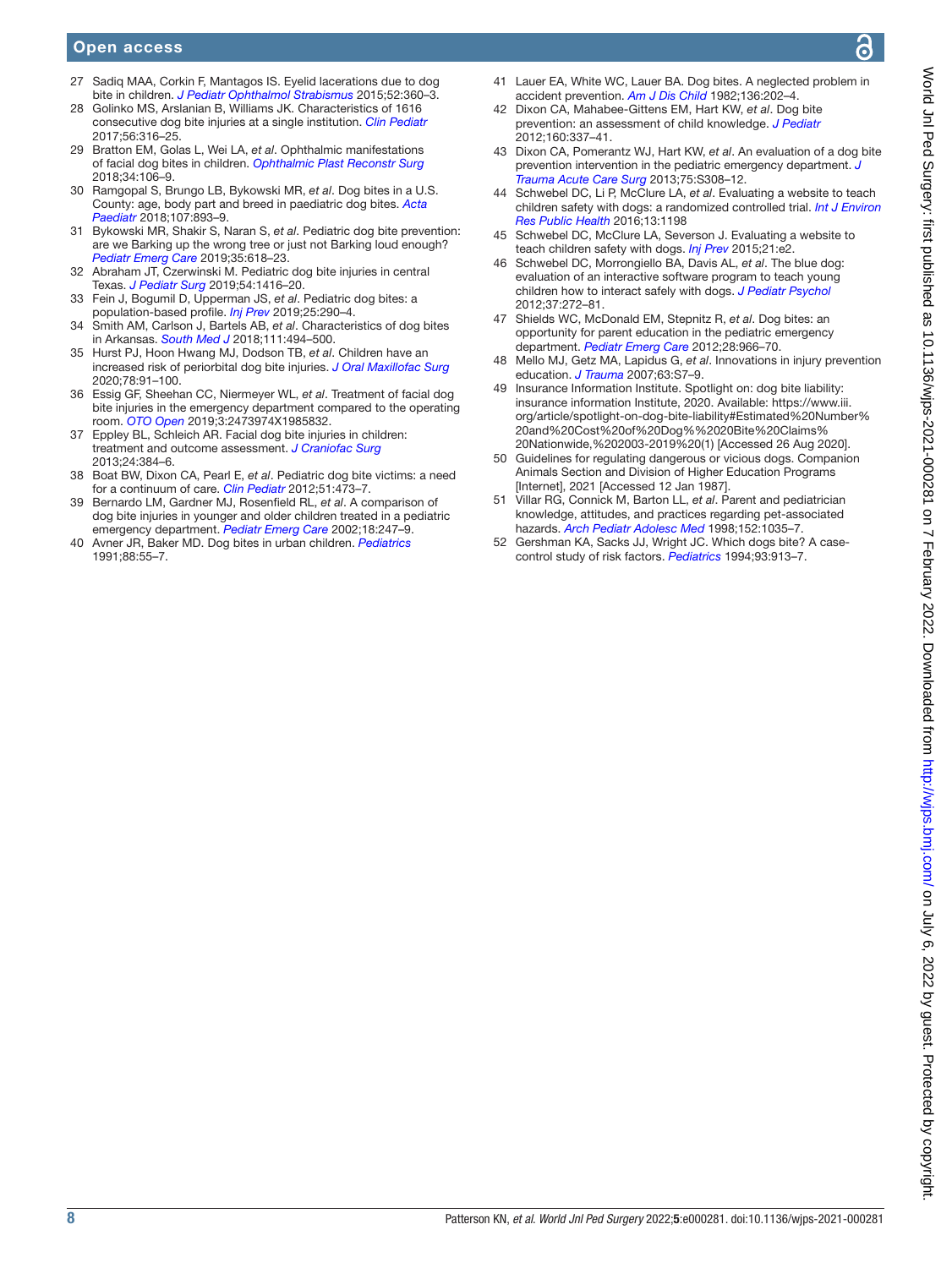27 Sadiq MAA, Corkin F, Mantagos IS. Eyelid lacerations due to dog bite in children. *J Pediatr Ophthalmol Strabismus* 2015;52:360–3.
28 Golinko MS, Arslanian B, Williams JK. Characteristics of 1616 consecutive dog bite injuries at a single institution. *Clin Pediatr* 2017;56:316–25.
29 Bratton EM, Golas L, Wei LA, *et al*. Ophthalmic manifestations of facial dog bites in children. *Ophthalmic Plast Reconstr Surg* 2018;34:106–9.
30 Ramgopal S, Brungo LB, Bykowski MR, *et al*. Dog bites in a U.S. County: age, body part and breed in paediatric dog bites. *Acta Paediatr* 2018;107:893–9.
31 Bykowski MR, Shakir S, Naran S, *et al*. Pediatric dog bite prevention: are we Barking up the wrong tree or just not Barking loud enough? *Pediatr Emerg Care* 2019;35:618–23.
32 Abraham JT, Czerwinski M. Pediatric dog bite injuries in central Texas. *J Pediatr Surg* 2019;54:1416–20.
33 Fein J, Bogumil D, Upperman JS, *et al*. Pediatric dog bites: a population-based profile. *Inj Prev* 2019;25:290–4.
34 Smith AM, Carlson J, Bartels AB, *et al*. Characteristics of dog bites in Arkansas. *South Med J* 2018;111:494–500.
35 Hurst PJ, Hoon Hwang MJ, Dodson TB, *et al*. Children have an increased risk of periorbital dog bite injuries. *J Oral Maxillofac Surg* 2020;78:91–100.
36 Essig GF, Sheehan CC, Niermeyer WL, *et al*. Treatment of facial dog bite injuries in the emergency department compared to the operating room. *OTO Open* 2019;3:2473974X1985832.
37 Eppley BL, Schleich AR. Facial dog bite injuries in children: treatment and outcome assessment. *J Craniofac Surg* 2013;24:384–6.
38 Boat BW, Dixon CA, Pearl E, *et al*. Pediatric dog bite victims: a need for a continuum of care. *Clin Pediatr* 2012;51:473–7.
39 Bernardo LM, Gardner MJ, Rosenfield RL, *et al*. A comparison of dog bite injuries in younger and older children treated in a pediatric emergency department. *Pediatr Emerg Care* 2002;18:247–9.
40 Avner JR, Baker MD. Dog bites in urban children. *Pediatrics* 1991;88:55–7.
41 Lauer EA, White WC, Lauer BA. Dog bites. A neglected problem in accident prevention. *Am J Dis Child* 1982;136:202–4.
42 Dixon CA, Mahabee-Gittens EM, Hart KW, *et al*. Dog bite prevention: an assessment of child knowledge. *J Pediatr* 2012;160:337–41.
43 Dixon CA, Pomerantz WJ, Hart KW, *et al*. An evaluation of a dog bite prevention intervention in the pediatric emergency department. *J Trauma Acute Care Surg* 2013;75:S308–12.
44 Schwebel DC, Li P, McClure LA, *et al*. Evaluating a website to teach children safety with dogs: a randomized controlled trial. *Int J Environ Res Public Health* 2016;13:1198
45 Schwebel DC, McClure LA, Severson J. Evaluating a website to teach children safety with dogs. *Inj Prev* 2015;21:e2.
46 Schwebel DC, Morrongiello BA, Davis AL, *et al*. The blue dog: evaluation of an interactive software program to teach young children how to interact safely with dogs. *J Pediatr Psychol* 2012;37:272–81.
47 Shields WC, McDonald EM, Stepnitz R, *et al*. Dog bites: an opportunity for parent education in the pediatric emergency department. *Pediatr Emerg Care* 2012;28:966–70.
48 Mello MJ, Getz MA, Lapidus G, *et al*. Innovations in injury prevention education. *J Trauma* 2007;63:S7–9.
49 Insurance Information Institute. Spotlight on: dog bite liability: insurance information Institute, 2020. Available: https://www.iii.org/article/spotlight-on-dog-bite-liability#Estimated%20Number%20and%20Cost%20of%20Dog%%2020Bite%20Claims%20Nationwide,%202003-2019%20(1) [Accessed 26 Aug 2020].
50 Guidelines for regulating dangerous or vicious dogs. Companion Animals Section and Division of Higher Education Programs [Internet], 2021 [Accessed 12 Jan 1987].
51 Villar RG, Connick M, Barton LL, *et al*. Parent and pediatrician knowledge, attitudes, and practices regarding pet-associated hazards. *Arch Pediatr Adolesc Med* 1998;152:1035–7.
52 Gershman KA, Sacks JJ, Wright JC. Which dogs bite? A case-control study of risk factors. *Pediatrics* 1994;93:913–7.